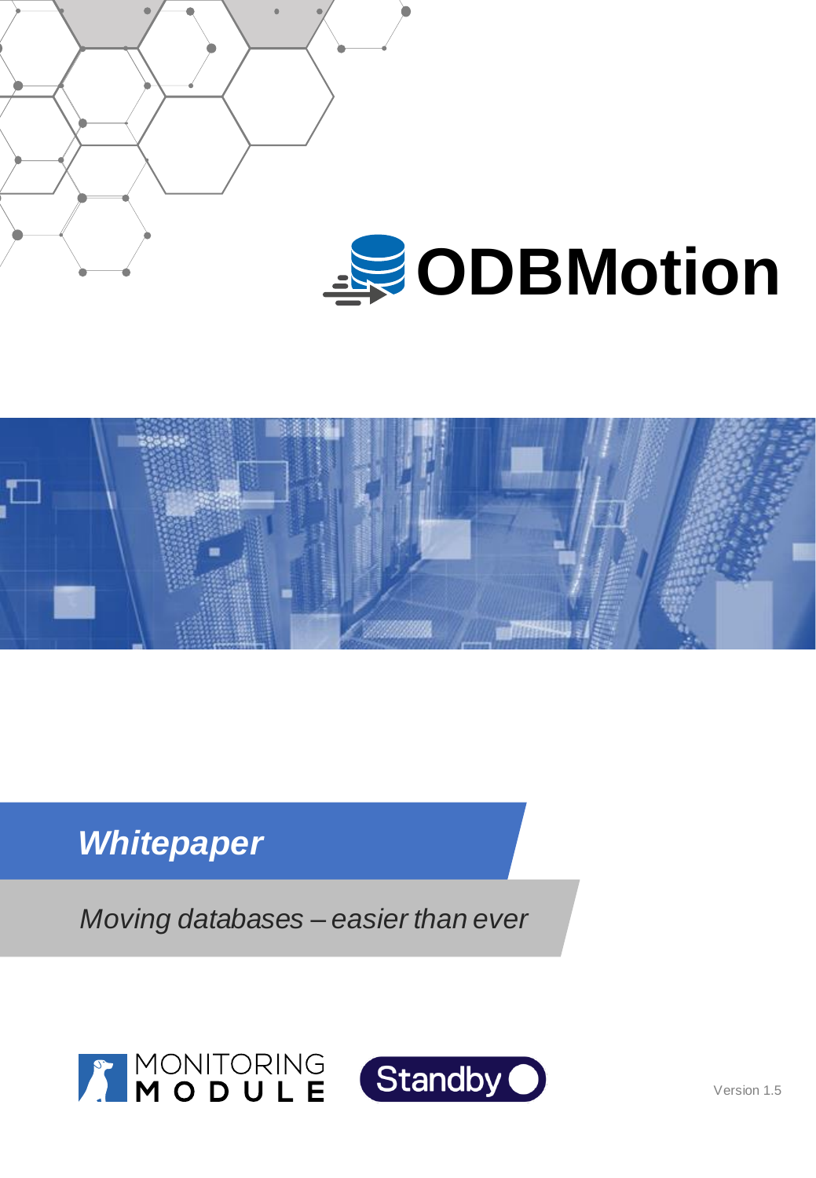# ODBMotion

***Whitepaper***

*Moving databases – easier than ever*

MONITORING MODULE

Standby

Version 1.5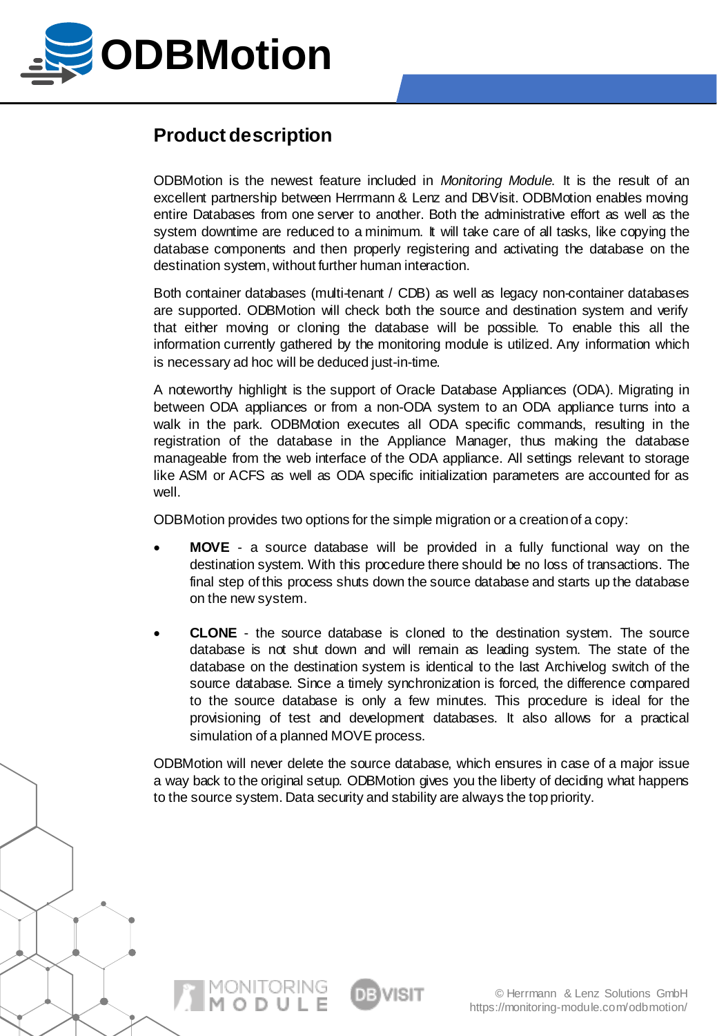# ODBMotion

## Product description

ODBMotion is the newest feature included in *Monitoring Module*. It is the result of an excellent partnership between Herrmann & Lenz and DBVisit. ODBMotion enables moving entire Databases from one server to another. Both the administrative effort as well as the system downtime are reduced to a minimum. It will take care of all tasks, like copying the database components and then properly registering and activating the database on the destination system, without further human interaction.

Both container databases (multi-tenant / CDB) as well as legacy non-container databases are supported. ODBMotion will check both the source and destination system and verify that either moving or cloning the database will be possible. To enable this all the information currently gathered by the monitoring module is utilized. Any information which is necessary ad hoc will be deduced just-in-time.

A noteworthy highlight is the support of Oracle Database Appliances (ODA). Migrating in between ODA appliances or from a non-ODA system to an ODA appliance turns into a walk in the park. ODBMotion executes all ODA specific commands, resulting in the registration of the database in the Appliance Manager, thus making the database manageable from the web interface of the ODA appliance. All settings relevant to storage like ASM or ACFS as well as ODA specific initialization parameters are accounted for as well.

ODBMotion provides two options for the simple migration or a creation of a copy:

- **MOVE** - a source database will be provided in a fully functional way on the destination system. With this procedure there should be no loss of transactions. The final step of this process shuts down the source database and starts up the database on the new system.

- **CLONE** - the source database is cloned to the destination system. The source database is not shut down and will remain as leading system. The state of the database on the destination system is identical to the last Archivelog switch of the source database. Since a timely synchronization is forced, the difference compared to the source database is only a few minutes. This procedure is ideal for the provisioning of test and development databases. It also allows for a practical simulation of a planned MOVE process.

ODBMotion will never delete the source database, which ensures in case of a major issue a way back to the original setup. ODBMotion gives you the liberty of deciding what happens to the source system. Data security and stability are always the top priority.

© Herrmann & Lenz Solutions GmbH
https://monitoring-module.com/odbmotion/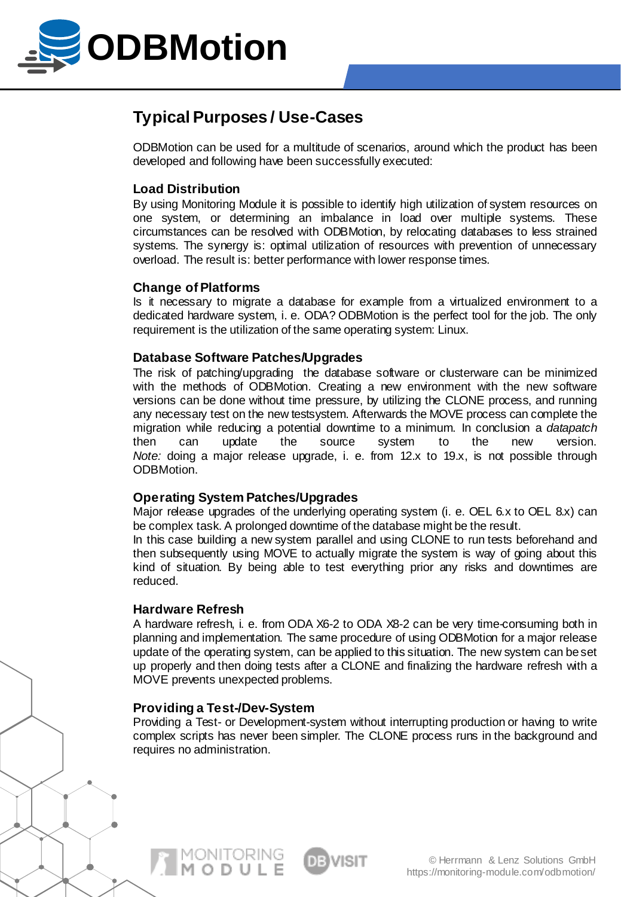## Typical Purposes / Use-Cases

ODBMotion can be used for a multitude of scenarios, around which the product has been developed and following have been successfully executed:

### Load Distribution

By using Monitoring Module it is possible to identify high utilization of system resources on one system, or determining an imbalance in load over multiple systems. These circumstances can be resolved with ODBMotion, by relocating databases to less strained systems. The synergy is: optimal utilization of resources with prevention of unnecessary overload. The result is: better performance with lower response times.

### Change of Platforms

Is it necessary to migrate a database for example from a virtualized environment to a dedicated hardware system, i. e. ODA? ODBMotion is the perfect tool for the job. The only requirement is the utilization of the same operating system: Linux.

### Database Software Patches/Upgrades

The risk of patching/upgrading the database software or clusterware can be minimized with the methods of ODBMotion. Creating a new environment with the new software versions can be done without time pressure, by utilizing the CLONE process, and running any necessary test on the new testsystem. Afterwards the MOVE process can complete the migration while reducing a potential downtime to a minimum. In conclusion a *datapatch* then can update the source system to the new version.
*Note:* doing a major release upgrade, i. e. from 12.x to 19.x, is not possible through ODBMotion.

### Operating System Patches/Upgrades

Major release upgrades of the underlying operating system (i. e. OEL 6.x to OEL 8.x) can be complex task. A prolonged downtime of the database might be the result.
In this case building a new system parallel and using CLONE to run tests beforehand and then subsequently using MOVE to actually migrate the system is way of going about this kind of situation. By being able to test everything prior any risks and downtimes are reduced.

### Hardware Refresh

A hardware refresh, i. e. from ODA X6-2 to ODA X8-2 can be very time-consuming both in planning and implementation. The same procedure of using ODBMotion for a major release update of the operating system, can be applied to this situation. The new system can be set up properly and then doing tests after a CLONE and finalizing the hardware refresh with a MOVE prevents unexpected problems.

### Providing a Test-/Dev-System

Providing a Test- or Development-system without interrupting production or having to write complex scripts has never been simpler. The CLONE process runs in the background and requires no administration.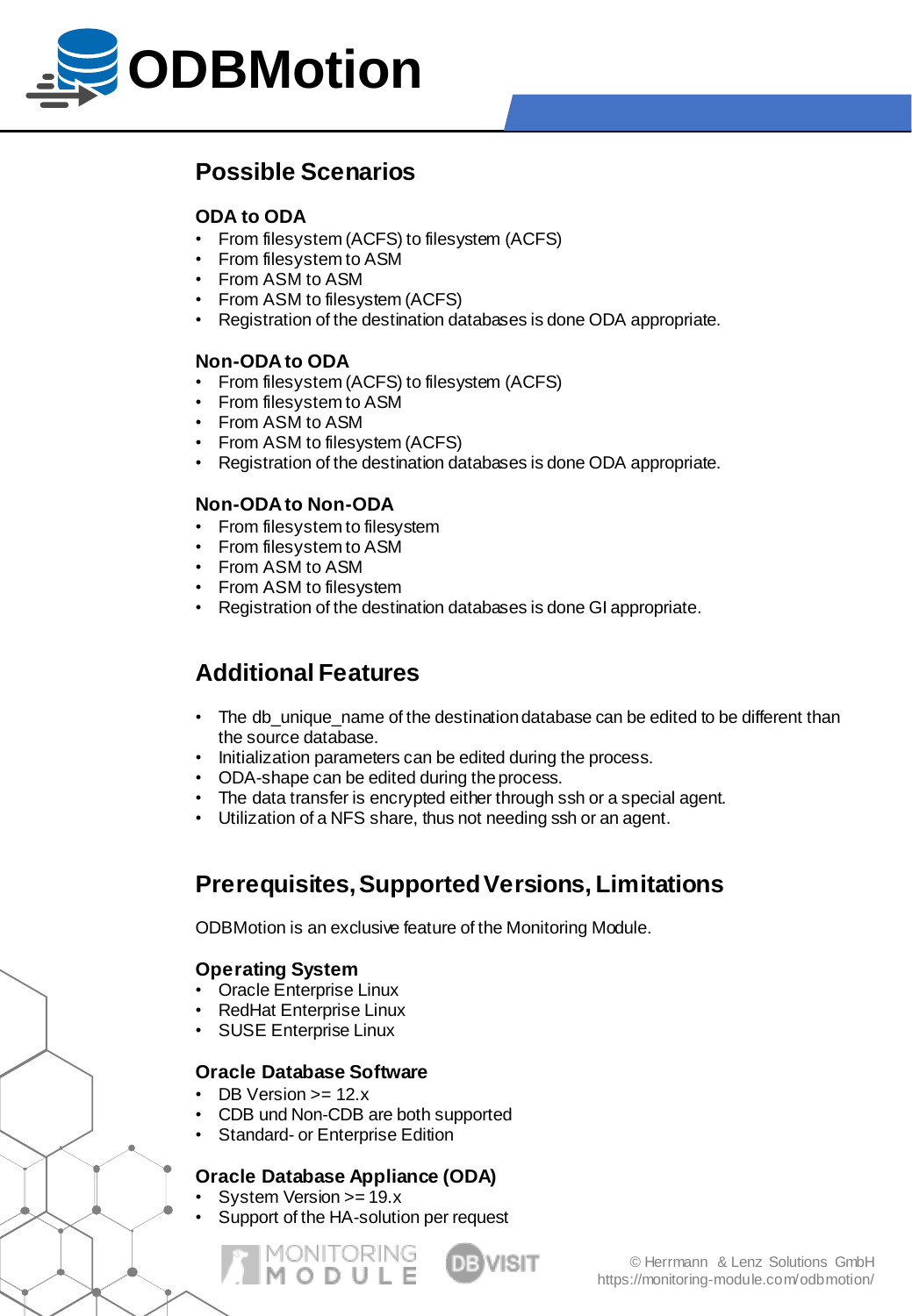# ODBMotion

## Possible Scenarios

### ODA to ODA

- From filesystem (ACFS) to filesystem (ACFS)
- From filesystem to ASM
- From ASM to ASM
- From ASM to filesystem (ACFS)
- Registration of the destination databases is done ODA appropriate.

### Non-ODA to ODA

- From filesystem (ACFS) to filesystem (ACFS)
- From filesystem to ASM
- From ASM to ASM
- From ASM to filesystem (ACFS)
- Registration of the destination databases is done ODA appropriate.

### Non-ODA to Non-ODA

- From filesystem to filesystem
- From filesystem to ASM
- From ASM to ASM
- From ASM to filesystem
- Registration of the destination databases is done GI appropriate.

## Additional Features

- The db_unique_name of the destination database can be edited to be different than the source database.
- Initialization parameters can be edited during the process.
- ODA-shape can be edited during the process.
- The data transfer is encrypted either through ssh or a special agent.
- Utilization of a NFS share, thus not needing ssh or an agent.

## Prerequisites, Supported Versions, Limitations

ODBMotion is an exclusive feature of the Monitoring Module.

### Operating System

- Oracle Enterprise Linux
- RedHat Enterprise Linux
- SUSE Enterprise Linux

### Oracle Database Software

- DB Version >= 12.x
- CDB und Non-CDB are both supported
- Standard- or Enterprise Edition

### Oracle Database Appliance (ODA)

- System Version >= 19.x
- Support of the HA-solution per request

MONITORING MODULE DBVISIT

© Herrmann & Lenz Solutions GmbH
https://monitoring-module.com/odbmotion/